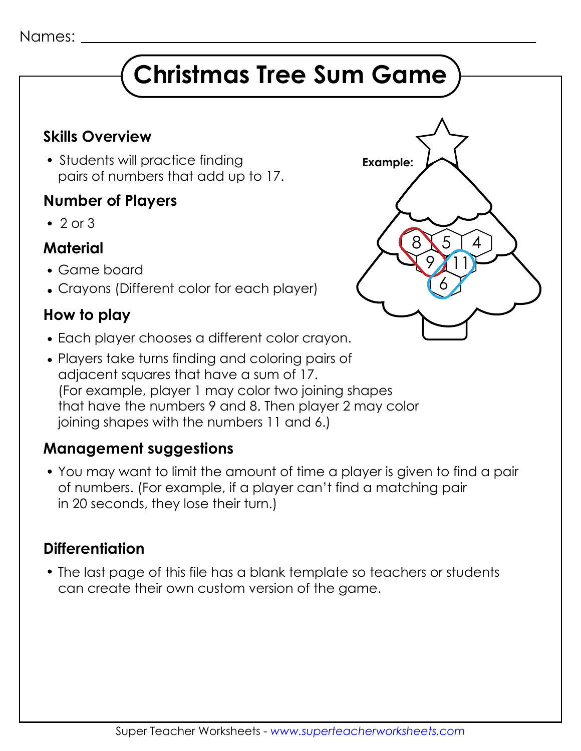Names: ______________________________

# Christmas Tree Sum Game

## Skills Overview

- Students will practice finding pairs of numbers that add up to 17.

## Number of Players

- 2 or 3

## Material

- Game board
- Crayons (Different color for each player)

## How to play

- Each player chooses a different color crayon.
- Players take turns finding and coloring pairs of adjacent squares that have a sum of 17. (For example, player 1 may color two joining shapes that have the numbers 9 and 8. Then player 2 may color joining shapes with the numbers 11 and 6.)

**Example:**

8 5 4
9 11
6

## Management suggestions

- You may want to limit the amount of time a player is given to find a pair of numbers. (For example, if a player can't find a matching pair in 20 seconds, they lose their turn.)

## Differentiation

- The last page of this file has a blank template so teachers or students can create their own custom version of the game.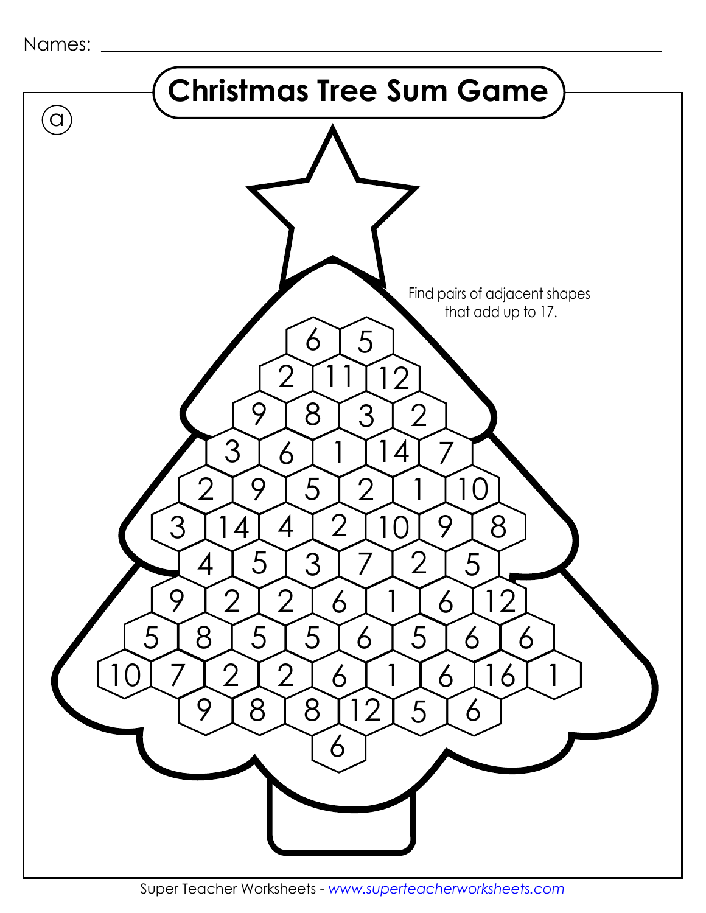Names: ______________________________

# Christmas Tree Sum Game

ⓐ

Find pairs of adjacent shapes that add up to 17.

6 5

2 11 12

9 8 3 2

3 6 1 14 7

2 9 5 2 1 10

3 14 4 2 10 9 8

4 5 3 7 2 5

9 2 2 6 1 6 12

5 8 5 5 6 5 6 6

10 7 2 2 6 1 6 16 1

9 8 8 12 5 6

6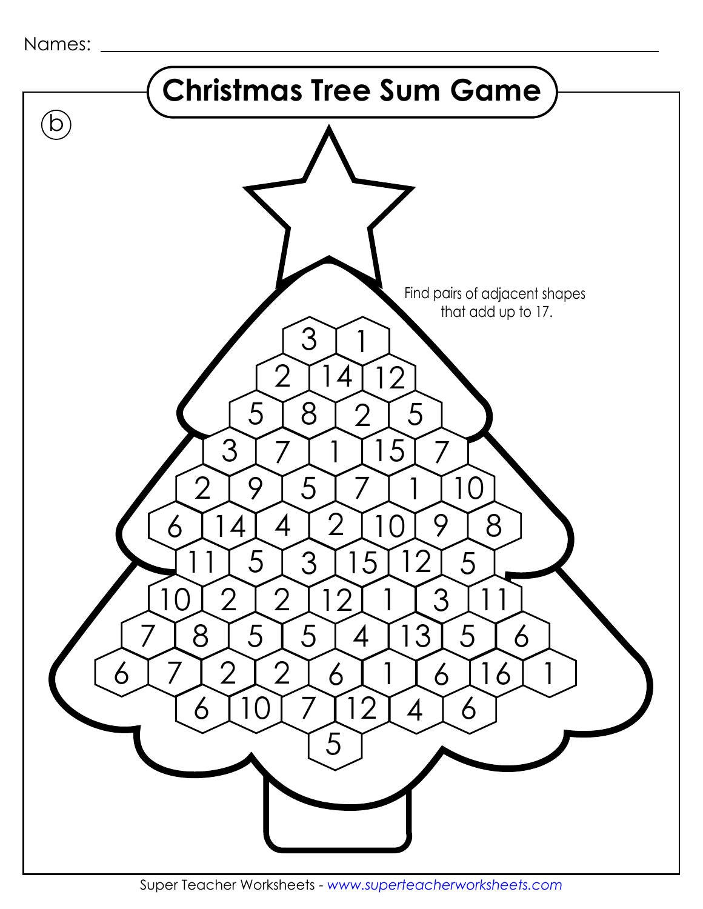Names: ______________________________

# Christmas Tree Sum Game

ⓑ

Find pairs of adjacent shapes that add up to 17.

3 1

2 14 12

5 8 2 5

3 7 1 15 7

2 9 5 7 1 10

6 14 4 2 10 9 8

11 5 3 15 12 5

10 2 2 12 1 3 11

7 8 5 5 4 13 5 6

6 7 2 2 6 1 6 16 1

6 10 7 12 4 6

5

Super Teacher Worksheets - www.superteacherworksheets.com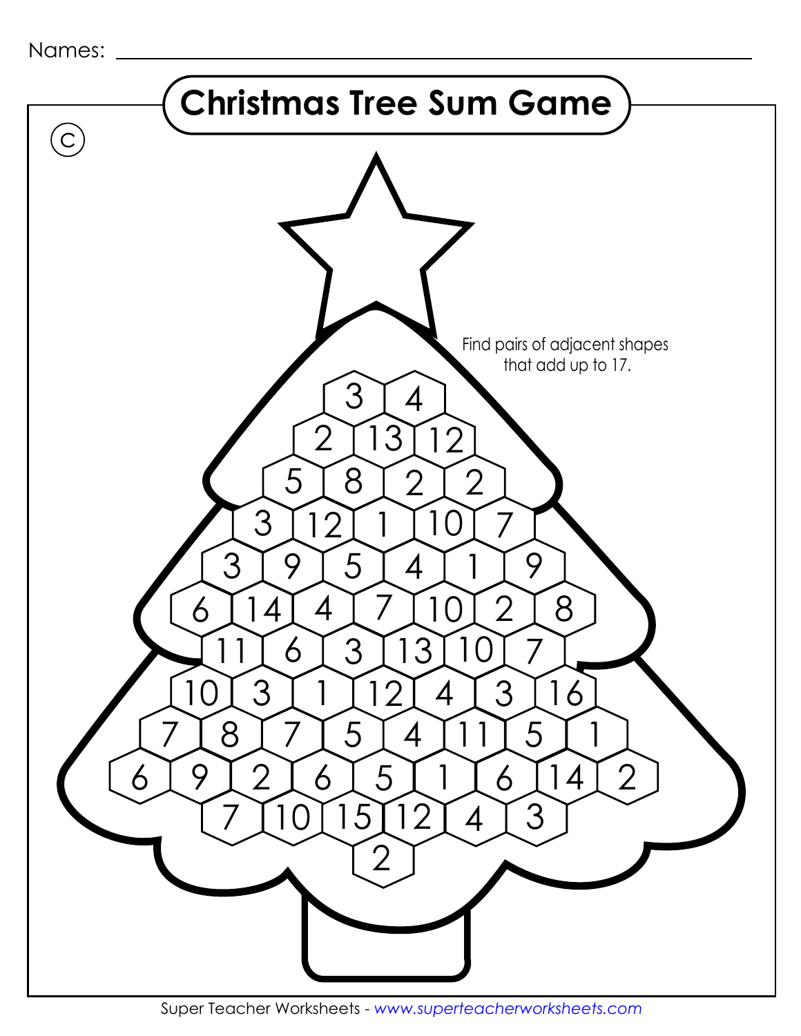Names: ______________________________

# Christmas Tree Sum Game

Ⓒ

Find pairs of adjacent shapes that add up to 17.

3 4

2 13 12

5 8 2 2

3 12 1 10 7

3 9 5 4 1 9

6 14 4 7 10 2 8

11 6 3 13 10 7

10 3 1 12 4 3 16

7 8 7 5 4 11 5 1

6 9 2 6 5 1 6 14 2

7 10 15 12 4 3

2

Super Teacher Worksheets - *www.superteacherworksheets.com*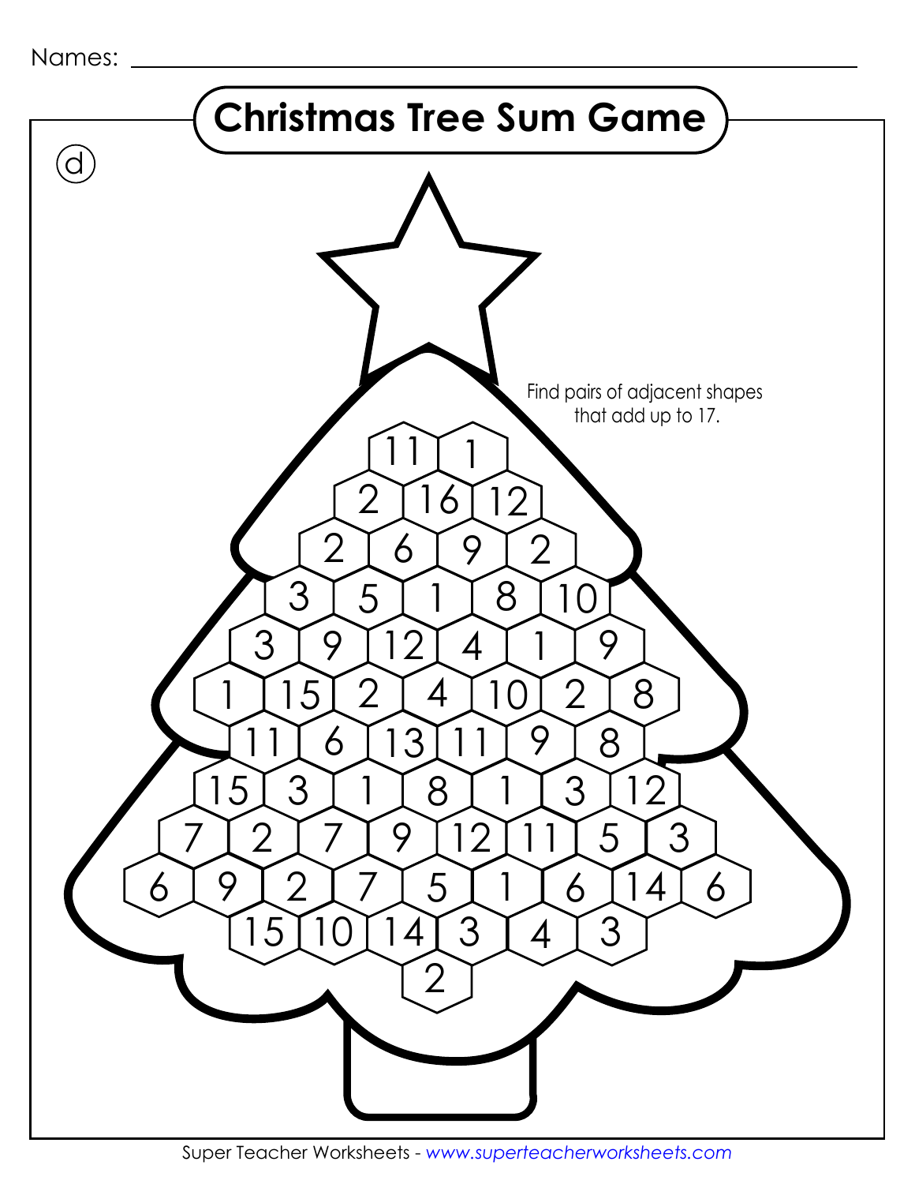Names: ____________________________________________

# Christmas Tree Sum Game

ⓓ

Find pairs of adjacent shapes that add up to 17.

11 1

2 16 12

2 6 9 2

3 5 1 8 10

3 9 12 4 1 9

1 15 2 4 10 2 8

11 6 13 11 9 8

15 3 1 8 1 3 12

7 2 7 9 12 11 5 3

6 9 2 7 5 1 6 14 6

15 10 14 3 4 3

2

Super Teacher Worksheets - *www.superteacherworksheets.com*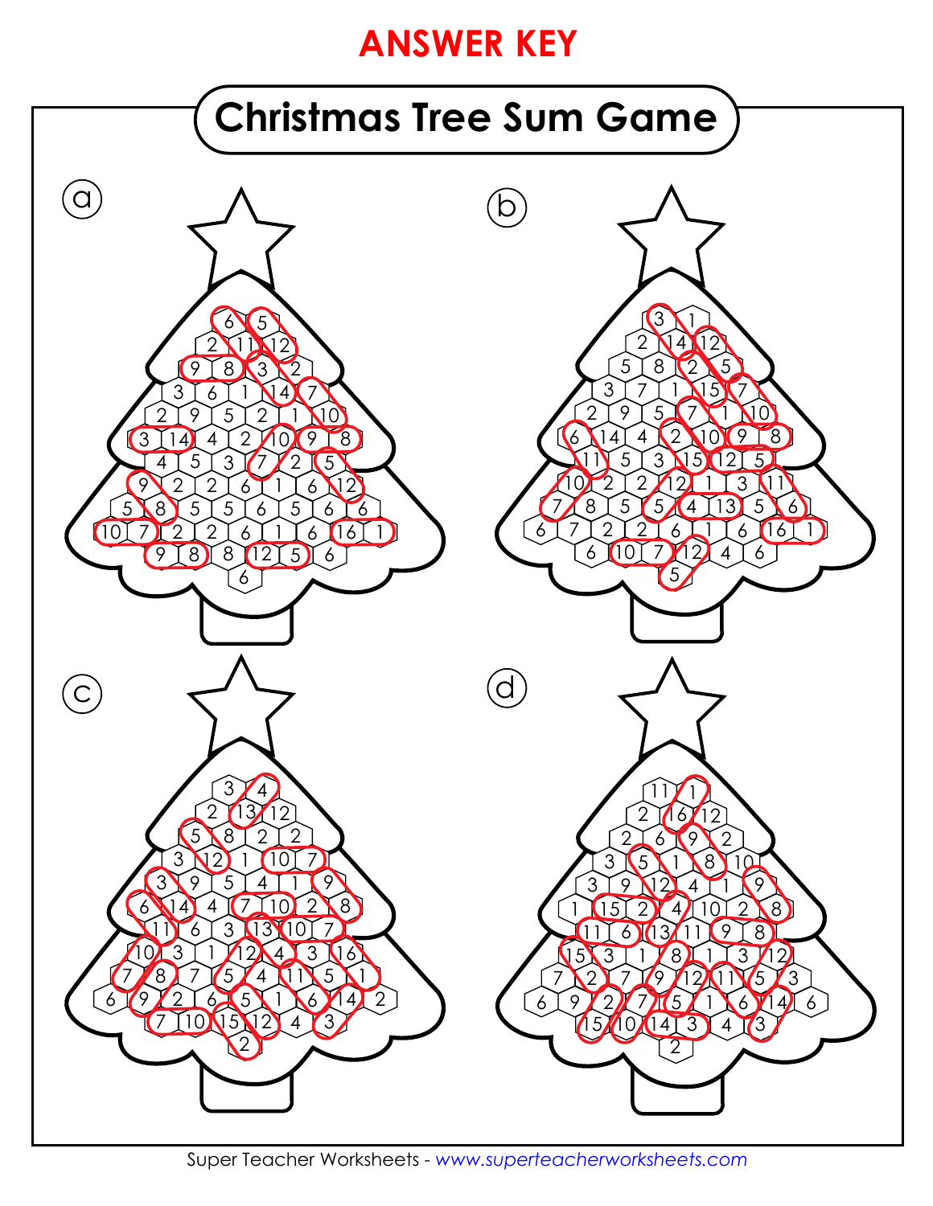**ANSWER KEY**

# Christmas Tree Sum Game

ⓐ

6 5
2 11 12
9 8 3 2
3 6 1 14 7
2 9 5 2 1 10
3 14 4 2 10 9 8
4 5 3 7 2 5
9 2 2 6 1 6 12
5 8 5 5 6 5 6 6
10 7 2 2 6 1 6 16 1
9 8 8 12 5 6
6

ⓑ

3 1
2 14 12
5 8 2 5
3 7 1 15 7
2 9 5 7 1 10
6 14 4 2 10 9 8
11 5 3 15 12 5
10 2 2 12 1 3 11
7 8 5 5 4 13 5 6
6 7 2 2 6 1 6 16 1
6 10 7 12 4 6
5

ⓒ

3 4
2 13 12
5 8 2 2
3 12 1 10 7
3 9 5 4 1 9
6 14 4 7 10 2 8
11 6 3 13 10 7
10 3 1 12 4 3 16
7 8 7 5 4 11 5 1
6 9 2 6 5 1 6 14 2
7 10 15 12 4 3
2

ⓓ

11 1
2 16 12
2 6 9 2
3 5 1 8 10
3 9 12 4 1 9
1 15 2 4 10 2 8
11 6 13 11 9 8
15 3 1 8 1 3 12
7 2 7 9 12 11 5 3
6 9 2 7 5 1 6 14 6
15 10 14 3 4 3
2

Super Teacher Worksheets - *www.superteacherworksheets.com*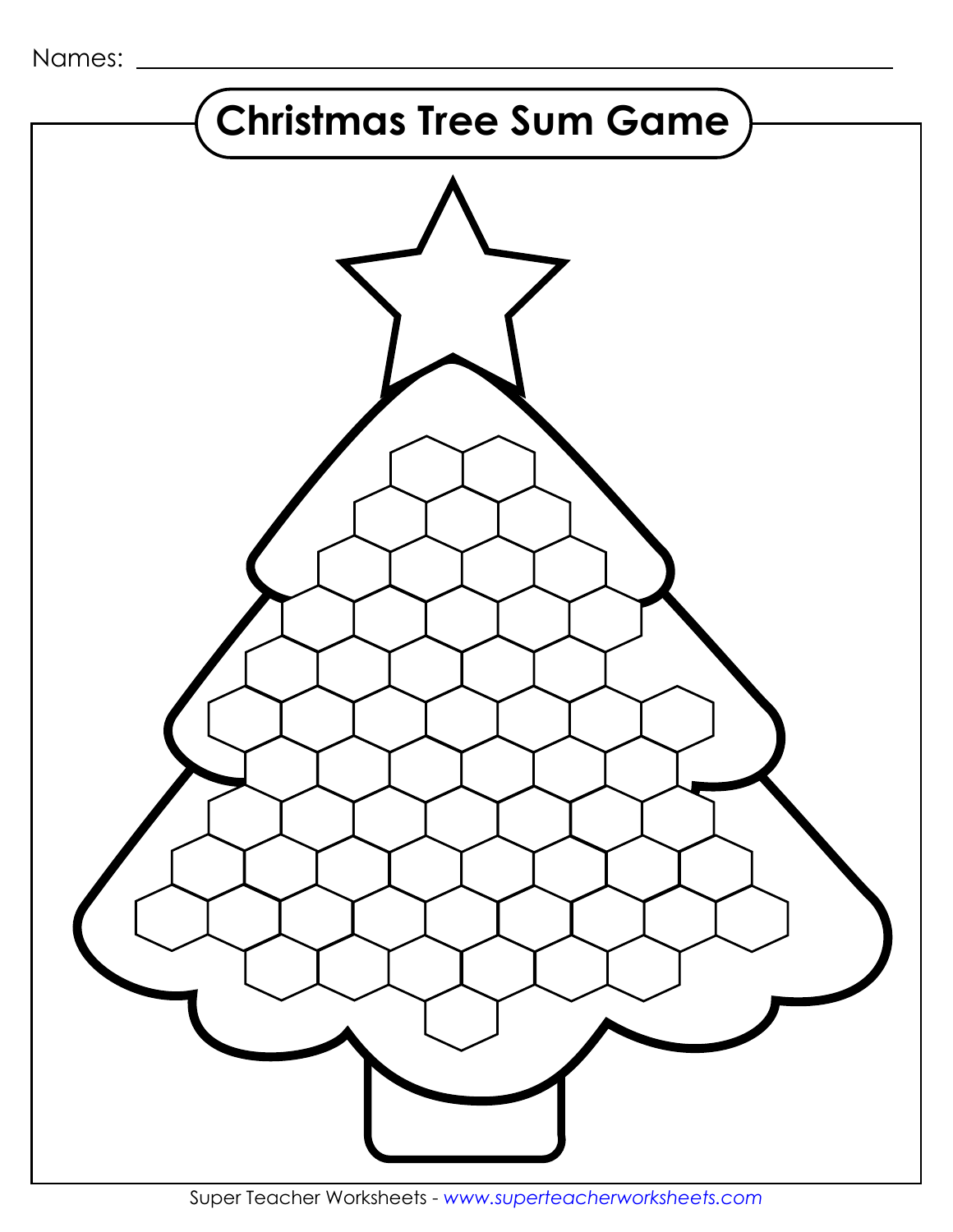Names: ___________________________________________

# Christmas Tree Sum Game